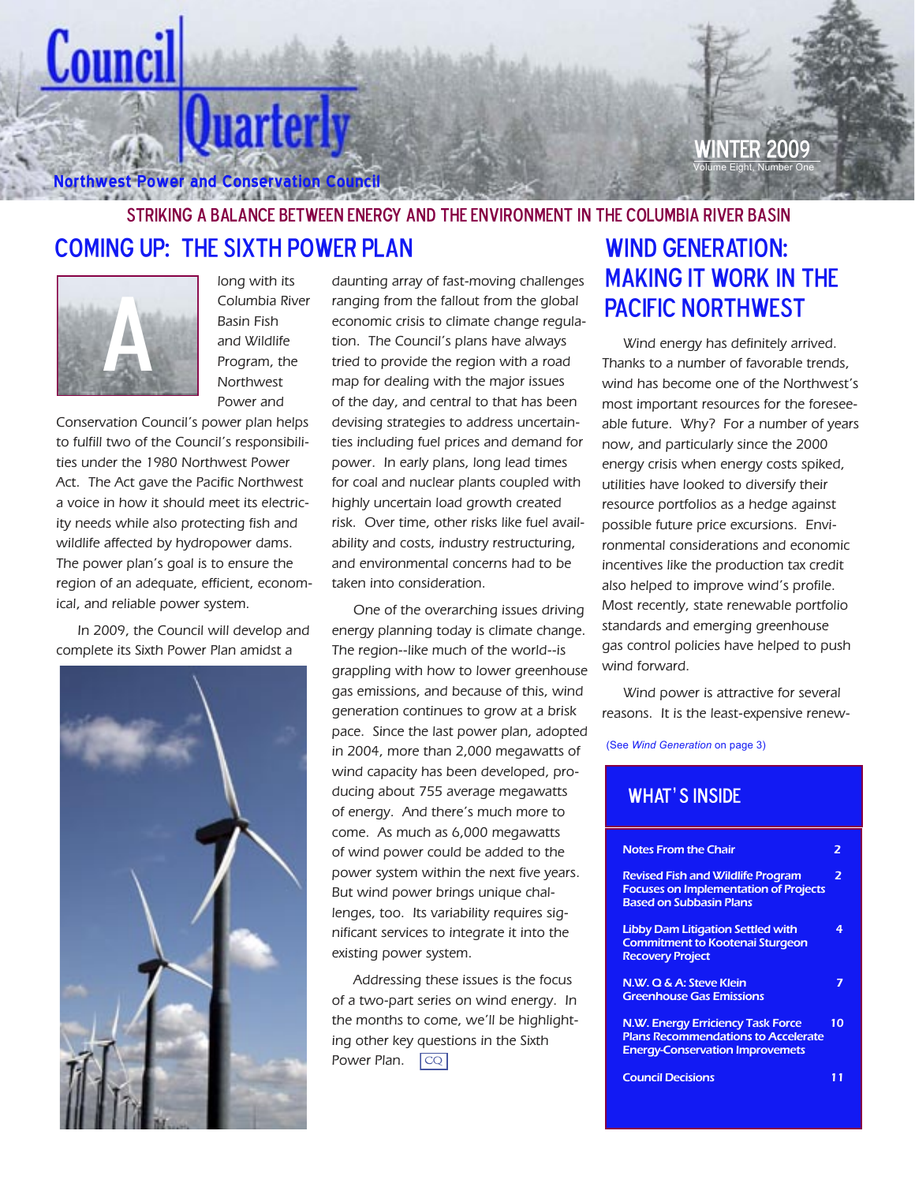# Council Quarterly

**Northwest Power and Conservation Council**

WINTER 2009
Volume Eight, Number One

## STRIKING A BALANCE BETWEEN ENERGY AND THE ENVIRONMENT IN THE COLUMBIA RIVER BASIN

## COMING UP: THE SIXTH POWER PLAN

Along with its Columbia River Basin Fish and Wildlife Program, the Northwest Power and Conservation Council's power plan helps to fulfill two of the Council's responsibilities under the 1980 Northwest Power Act. The Act gave the Pacific Northwest a voice in how it should meet its electricity needs while also protecting fish and wildlife affected by hydropower dams. The power plan's goal is to ensure the region of an adequate, efficient, economical, and reliable power system.

In 2009, the Council will develop and complete its Sixth Power Plan amidst a daunting array of fast-moving challenges ranging from the fallout from the global economic crisis to climate change regulation. The Council's plans have always tried to provide the region with a road map for dealing with the major issues of the day, and central to that has been devising strategies to address uncertainties including fuel prices and demand for power. In early plans, long lead times for coal and nuclear plants coupled with highly uncertain load growth created risk. Over time, other risks like fuel availability and costs, industry restructuring, and environmental concerns had to be taken into consideration.

One of the overarching issues driving energy planning today is climate change. The region--like much of the world--is grappling with how to lower greenhouse gas emissions, and because of this, wind generation continues to grow at a brisk pace. Since the last power plan, adopted in 2004, more than 2,000 megawatts of wind capacity has been developed, producing about 755 average megawatts of energy. And there's much more to come. As much as 6,000 megawatts of wind power could be added to the power system within the next five years. But wind power brings unique challenges, too. Its variability requires significant services to integrate it into the existing power system.

Addressing these issues is the focus of a two-part series on wind energy. In the months to come, we'll be highlighting other key questions in the Sixth Power Plan. CQ

## WIND GENERATION: MAKING IT WORK IN THE PACIFIC NORTHWEST

Wind energy has definitely arrived. Thanks to a number of favorable trends, wind has become one of the Northwest's most important resources for the foreseeable future. Why? For a number of years now, and particularly since the 2000 energy crisis when energy costs spiked, utilities have looked to diversify their resource portfolios as a hedge against possible future price excursions. Environmental considerations and economic incentives like the production tax credit also helped to improve wind's profile. Most recently, state renewable portfolio standards and emerging greenhouse gas control policies have helped to push wind forward.

Wind power is attractive for several reasons. It is the least-expensive renew-

(See *Wind Generation* on page 3)

### WHAT'S INSIDE

| | |
|---|---|
| Notes From the Chair | 2 |
| Revised Fish and Wildlife Program Focuses on Implementation of Projects Based on Subbasin Plans | 2 |
| Libby Dam Litigation Settled with Commitment to Kootenai Sturgeon Recovery Project | 4 |
| N.W. Q & A: Steve Klein Greenhouse Gas Emissions | 7 |
| N.W. Energy Erriciency Task Force Plans Recommendations to Accelerate Energy-Conservation Improvemets | 10 |
| Council Decisions | 11 |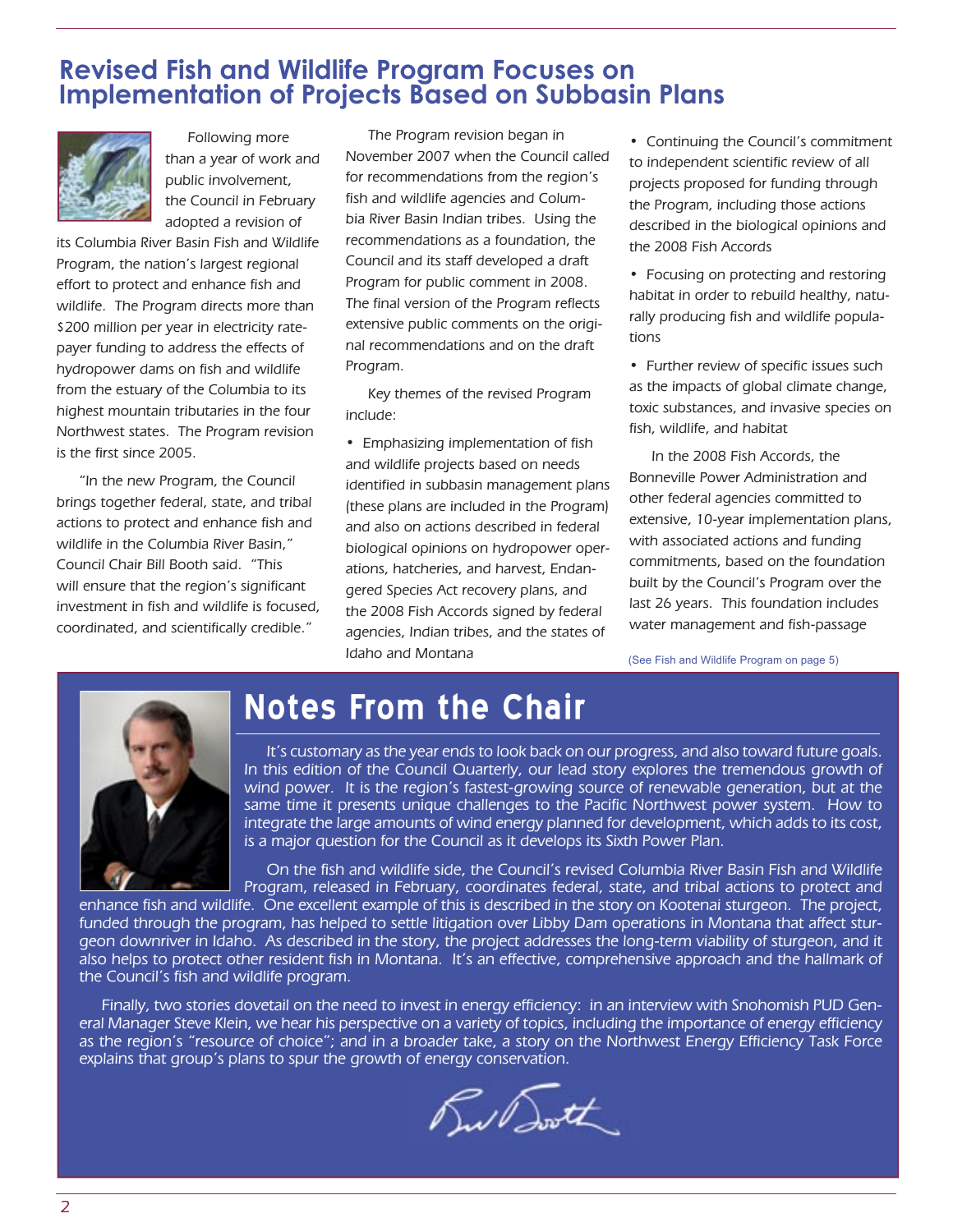## Revised Fish and Wildlife Program Focuses on Implementation of Projects Based on Subbasin Plans

Following more than a year of work and public involvement, the Council in February adopted a revision of its Columbia River Basin Fish and Wildlife Program, the nation's largest regional effort to protect and enhance fish and wildlife. The Program directs more than $200 million per year in electricity ratepayer funding to address the effects of hydropower dams on fish and wildlife from the estuary of the Columbia to its highest mountain tributaries in the four Northwest states. The Program revision is the first since 2005.

"In the new Program, the Council brings together federal, state, and tribal actions to protect and enhance fish and wildlife in the Columbia River Basin," Council Chair Bill Booth said. "This will ensure that the region's significant investment in fish and wildlife is focused, coordinated, and scientifically credible."

The Program revision began in November 2007 when the Council called for recommendations from the region's fish and wildlife agencies and Columbia River Basin Indian tribes. Using the recommendations as a foundation, the Council and its staff developed a draft Program for public comment in 2008. The final version of the Program reflects extensive public comments on the original recommendations and on the draft Program.

Key themes of the revised Program include:

- Emphasizing implementation of fish and wildlife projects based on needs identified in subbasin management plans (these plans are included in the Program) and also on actions described in federal biological opinions on hydropower operations, hatcheries, and harvest, Endangered Species Act recovery plans, and the 2008 Fish Accords signed by federal agencies, Indian tribes, and the states of Idaho and Montana
- Continuing the Council's commitment to independent scientific review of all projects proposed for funding through the Program, including those actions described in the biological opinions and the 2008 Fish Accords
- Focusing on protecting and restoring habitat in order to rebuild healthy, naturally producing fish and wildlife populations
- Further review of specific issues such as the impacts of global climate change, toxic substances, and invasive species on fish, wildlife, and habitat

In the 2008 Fish Accords, the Bonneville Power Administration and other federal agencies committed to extensive, 10-year implementation plans, with associated actions and funding commitments, based on the foundation built by the Council's Program over the last 26 years. This foundation includes water management and fish-passage

(See Fish and Wildlife Program on page 5)

## Notes From the Chair

It's customary as the year ends to look back on our progress, and also toward future goals. In this edition of the Council Quarterly, our lead story explores the tremendous growth of wind power. It is the region's fastest-growing source of renewable generation, but at the same time it presents unique challenges to the Pacific Northwest power system. How to integrate the large amounts of wind energy planned for development, which adds to its cost, is a major question for the Council as it develops its Sixth Power Plan.

On the fish and wildlife side, the Council's revised Columbia River Basin Fish and Wildlife Program, released in February, coordinates federal, state, and tribal actions to protect and enhance fish and wildlife. One excellent example of this is described in the story on Kootenai sturgeon. The project, funded through the program, has helped to settle litigation over Libby Dam operations in Montana that affect sturgeon downriver in Idaho. As described in the story, the project addresses the long-term viability of sturgeon, and it also helps to protect other resident fish in Montana. It's an effective, comprehensive approach and the hallmark of the Council's fish and wildlife program.

Finally, two stories dovetail on the need to invest in energy efficiency: in an interview with Snohomish PUD General Manager Steve Klein, we hear his perspective on a variety of topics, including the importance of energy efficiency as the region's "resource of choice"; and in a broader take, a story on the Northwest Energy Efficiency Task Force explains that group's plans to spur the growth of energy conservation.

Bill Booth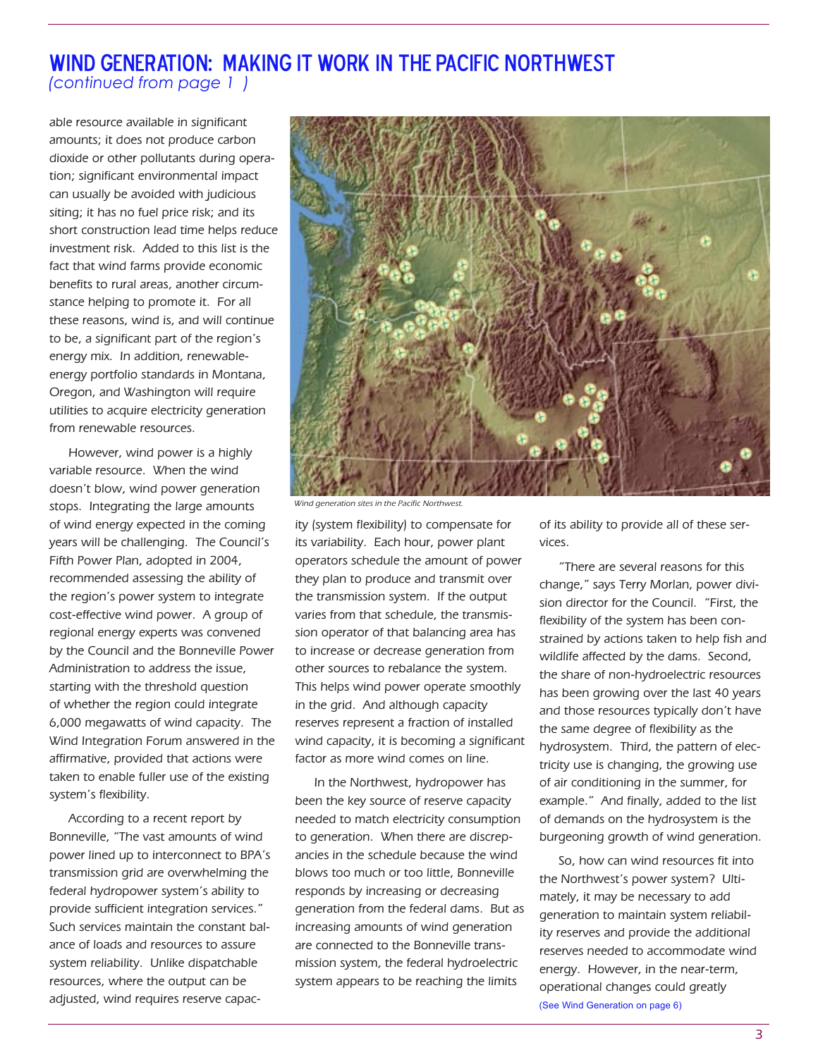# WIND GENERATION: MAKING IT WORK IN THE PACIFIC NORTHWEST

*(continued from page 1 )*

able resource available in significant amounts; it does not produce carbon dioxide or other pollutants during operation; significant environmental impact can usually be avoided with judicious siting; it has no fuel price risk; and its short construction lead time helps reduce investment risk. Added to this list is the fact that wind farms provide economic benefits to rural areas, another circumstance helping to promote it. For all these reasons, wind is, and will continue to be, a significant part of the region's energy mix. In addition, renewable-energy portfolio standards in Montana, Oregon, and Washington will require utilities to acquire electricity generation from renewable resources.

However, wind power is a highly variable resource. When the wind doesn't blow, wind power generation stops. Integrating the large amounts of wind energy expected in the coming years will be challenging. The Council's Fifth Power Plan, adopted in 2004, recommended assessing the ability of the region's power system to integrate cost-effective wind power. A group of regional energy experts was convened by the Council and the Bonneville Power Administration to address the issue, starting with the threshold question of whether the region could integrate 6,000 megawatts of wind capacity. The Wind Integration Forum answered in the affirmative, provided that actions were taken to enable fuller use of the existing system's flexibility.

According to a recent report by Bonneville, "The vast amounts of wind power lined up to interconnect to BPA's transmission grid are overwhelming the federal hydropower system's ability to provide sufficient integration services." Such services maintain the constant balance of loads and resources to assure system reliability. Unlike dispatchable resources, where the output can be adjusted, wind requires reserve capacity (system flexibility) to compensate for its variability. Each hour, power plant operators schedule the amount of power they plan to produce and transmit over the transmission system. If the output varies from that schedule, the transmission operator of that balancing area has to increase or decrease generation from other sources to rebalance the system. This helps wind power operate smoothly in the grid. And although capacity reserves represent a fraction of installed wind capacity, it is becoming a significant factor as more wind comes on line.

*Wind generation sites in the Pacific Northwest.*

In the Northwest, hydropower has been the key source of reserve capacity needed to match electricity consumption to generation. When there are discrepancies in the schedule because the wind blows too much or too little, Bonneville responds by increasing or decreasing generation from the federal dams. But as increasing amounts of wind generation are connected to the Bonneville transmission system, the federal hydroelectric system appears to be reaching the limits of its ability to provide all of these services.

"There are several reasons for this change," says Terry Morlan, power division director for the Council. "First, the flexibility of the system has been constrained by actions taken to help fish and wildlife affected by the dams. Second, the share of non-hydroelectric resources has been growing over the last 40 years and those resources typically don't have the same degree of flexibility as the hydrosystem. Third, the pattern of electricity use is changing, the growing use of air conditioning in the summer, for example." And finally, added to the list of demands on the hydrosystem is the burgeoning growth of wind generation.

So, how can wind resources fit into the Northwest's power system? Ultimately, it may be necessary to add generation to maintain system reliability reserves and provide the additional reserves needed to accommodate wind energy. However, in the near-term, operational changes could greatly

(See Wind Generation on page 6)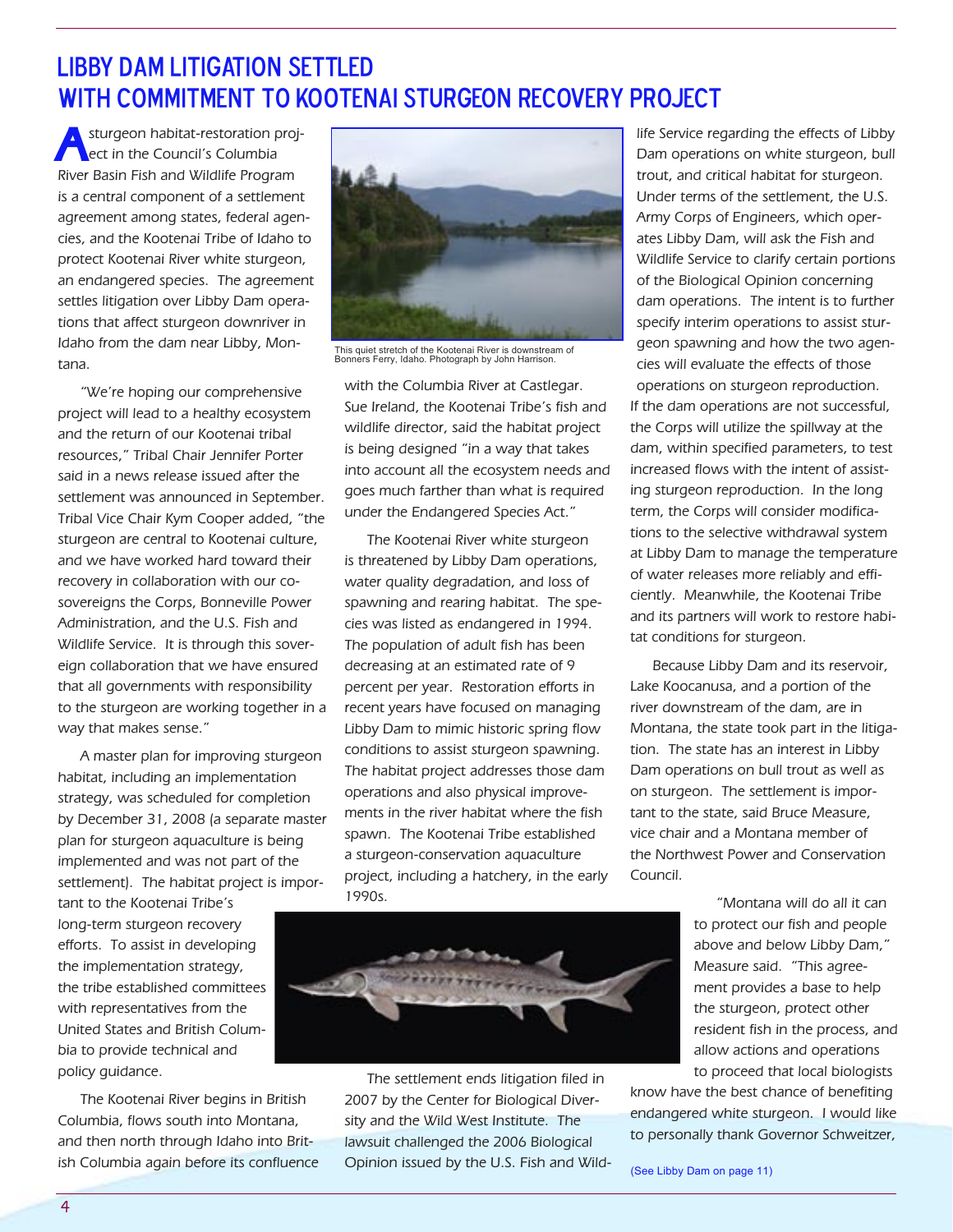# LIBBY DAM LITIGATION SETTLED WITH COMMITMENT TO KOOTENAI STURGEON RECOVERY PROJECT

A sturgeon habitat-restoration project in the Council's Columbia River Basin Fish and Wildlife Program is a central component of a settlement agreement among states, federal agencies, and the Kootenai Tribe of Idaho to protect Kootenai River white sturgeon, an endangered species. The agreement settles litigation over Libby Dam operations that affect sturgeon downriver in Idaho from the dam near Libby, Montana.

"We're hoping our comprehensive project will lead to a healthy ecosystem and the return of our Kootenai tribal resources," Tribal Chair Jennifer Porter said in a news release issued after the settlement was announced in September. Tribal Vice Chair Kym Cooper added, "the sturgeon are central to Kootenai culture, and we have worked hard toward their recovery in collaboration with our co-sovereigns the Corps, Bonneville Power Administration, and the U.S. Fish and Wildlife Service. It is through this sovereign collaboration that we have ensured that all governments with responsibility to the sturgeon are working together in a way that makes sense."

A master plan for improving sturgeon habitat, including an implementation strategy, was scheduled for completion by December 31, 2008 (a separate master plan for sturgeon aquaculture is being implemented and was not part of the settlement). The habitat project is important to the Kootenai Tribe's long-term sturgeon recovery efforts. To assist in developing the implementation strategy, the tribe established committees with representatives from the United States and British Columbia to provide technical and policy guidance.

The Kootenai River begins in British Columbia, flows south into Montana, and then north through Idaho into British Columbia again before its confluence with the Columbia River at Castlegar. Sue Ireland, the Kootenai Tribe's fish and wildlife director, said the habitat project is being designed "in a way that takes into account all the ecosystem needs and goes much farther than what is required under the Endangered Species Act."

This quiet stretch of the Kootenai River is downstream of Bonners Ferry, Idaho. Photograph by John Harrison.

The Kootenai River white sturgeon is threatened by Libby Dam operations, water quality degradation, and loss of spawning and rearing habitat. The species was listed as endangered in 1994. The population of adult fish has been decreasing at an estimated rate of 9 percent per year. Restoration efforts in recent years have focused on managing Libby Dam to mimic historic spring flow conditions to assist sturgeon spawning. The habitat project addresses those dam operations and also physical improvements in the river habitat where the fish spawn. The Kootenai Tribe established a sturgeon-conservation aquaculture project, including a hatchery, in the early 1990s.

The settlement ends litigation filed in 2007 by the Center for Biological Diversity and the Wild West Institute. The lawsuit challenged the 2006 Biological Opinion issued by the U.S. Fish and Wildlife Service regarding the effects of Libby Dam operations on white sturgeon, bull trout, and critical habitat for sturgeon. Under terms of the settlement, the U.S. Army Corps of Engineers, which operates Libby Dam, will ask the Fish and Wildlife Service to clarify certain portions of the Biological Opinion concerning dam operations. The intent is to further specify interim operations to assist sturgeon spawning and how the two agencies will evaluate the effects of those operations on sturgeon reproduction. If the dam operations are not successful, the Corps will utilize the spillway at the dam, within specified parameters, to test increased flows with the intent of assisting sturgeon reproduction. In the long term, the Corps will consider modifications to the selective withdrawal system at Libby Dam to manage the temperature of water releases more reliably and efficiently. Meanwhile, the Kootenai Tribe and its partners will work to restore habitat conditions for sturgeon.

Because Libby Dam and its reservoir, Lake Koocanusa, and a portion of the river downstream of the dam, are in Montana, the state took part in the litigation. The state has an interest in Libby Dam operations on bull trout as well as on sturgeon. The settlement is important to the state, said Bruce Measure, vice chair and a Montana member of the Northwest Power and Conservation Council.

"Montana will do all it can to protect our fish and people above and below Libby Dam," Measure said. "This agreement provides a base to help the sturgeon, protect other resident fish in the process, and allow actions and operations to proceed that local biologists know have the best chance of benefiting endangered white sturgeon. I would like to personally thank Governor Schweitzer,

(See Libby Dam on page 11)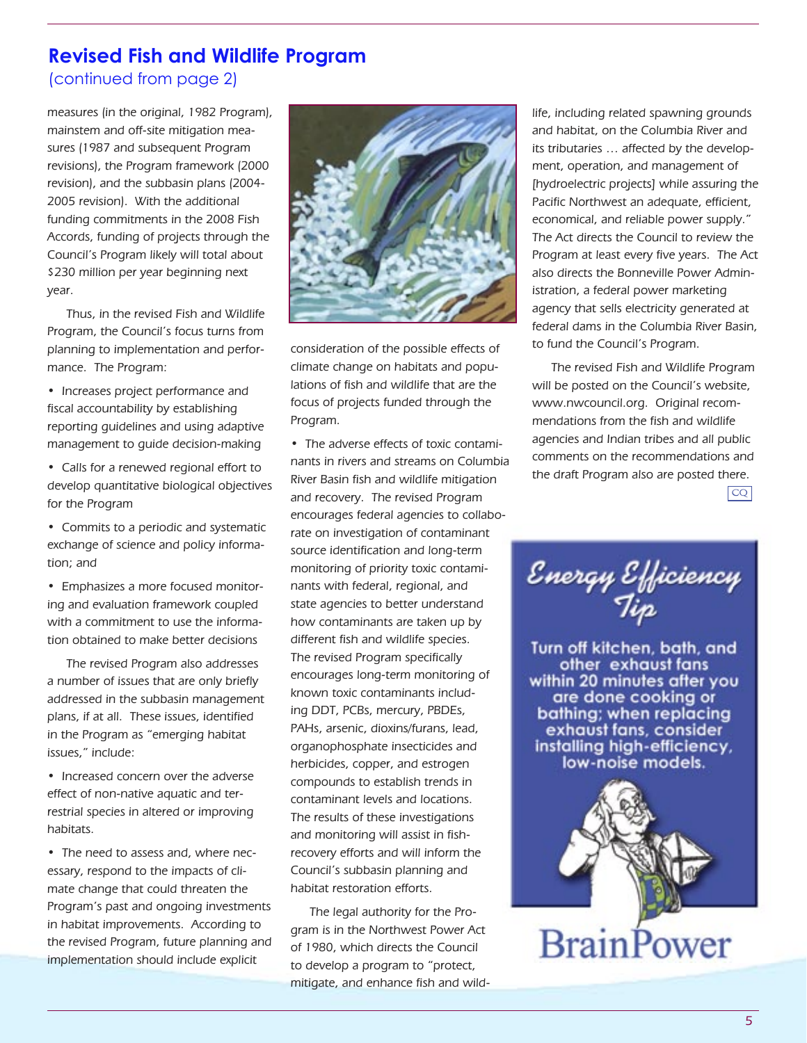## Revised Fish and Wildlife Program

(continued from page 2)

measures (in the original, 1982 Program), mainstem and off-site mitigation measures (1987 and subsequent Program revisions), the Program framework (2000 revision), and the subbasin plans (2004-2005 revision). With the additional funding commitments in the 2008 Fish Accords, funding of projects through the Council's Program likely will total about $230 million per year beginning next year.

Thus, in the revised Fish and Wildlife Program, the Council's focus turns from planning to implementation and performance. The Program:

- Increases project performance and fiscal accountability by establishing reporting guidelines and using adaptive management to guide decision-making
- Calls for a renewed regional effort to develop quantitative biological objectives for the Program
- Commits to a periodic and systematic exchange of science and policy information; and
- Emphasizes a more focused monitoring and evaluation framework coupled with a commitment to use the information obtained to make better decisions

The revised Program also addresses a number of issues that are only briefly addressed in the subbasin management plans, if at all. These issues, identified in the Program as "emerging habitat issues," include:

- Increased concern over the adverse effect of non-native aquatic and terrestrial species in altered or improving habitats.
- The need to assess and, where necessary, respond to the impacts of climate change that could threaten the Program's past and ongoing investments in habitat improvements. According to the revised Program, future planning and implementation should include explicit consideration of the possible effects of climate change on habitats and populations of fish and wildlife that are the focus of projects funded through the Program.
- The adverse effects of toxic contaminants in rivers and streams on Columbia River Basin fish and wildlife mitigation and recovery. The revised Program encourages federal agencies to collaborate on investigation of contaminant source identification and long-term monitoring of priority toxic contaminants with federal, regional, and state agencies to better understand how contaminants are taken up by different fish and wildlife species. The revised Program specifically encourages long-term monitoring of known toxic contaminants including DDT, PCBs, mercury, PBDEs, PAHs, arsenic, dioxins/furans, lead, organophosphate insecticides and herbicides, copper, and estrogen compounds to establish trends in contaminant levels and locations. The results of these investigations and monitoring will assist in fish-recovery efforts and will inform the Council's subbasin planning and habitat restoration efforts.

The legal authority for the Program is in the Northwest Power Act of 1980, which directs the Council to develop a program to "protect, mitigate, and enhance fish and wildlife, including related spawning grounds and habitat, on the Columbia River and its tributaries … affected by the development, operation, and management of [hydroelectric projects] while assuring the Pacific Northwest an adequate, efficient, economical, and reliable power supply." The Act directs the Council to review the Program at least every five years. The Act also directs the Bonneville Power Administration, a federal power marketing agency that sells electricity generated at federal dams in the Columbia River Basin, to fund the Council's Program.

The revised Fish and Wildlife Program will be posted on the Council's website, www.nwcouncil.org. Original recommendations from the fish and wildlife agencies and Indian tribes and all public comments on the recommendations and the draft Program also are posted there.

CQ

### Energy Efficiency Tip

Turn off kitchen, bath, and other exhaust fans within 20 minutes after you are done cooking or bathing; when replacing exhaust fans, consider installing high-efficiency, low-noise models.

BrainPower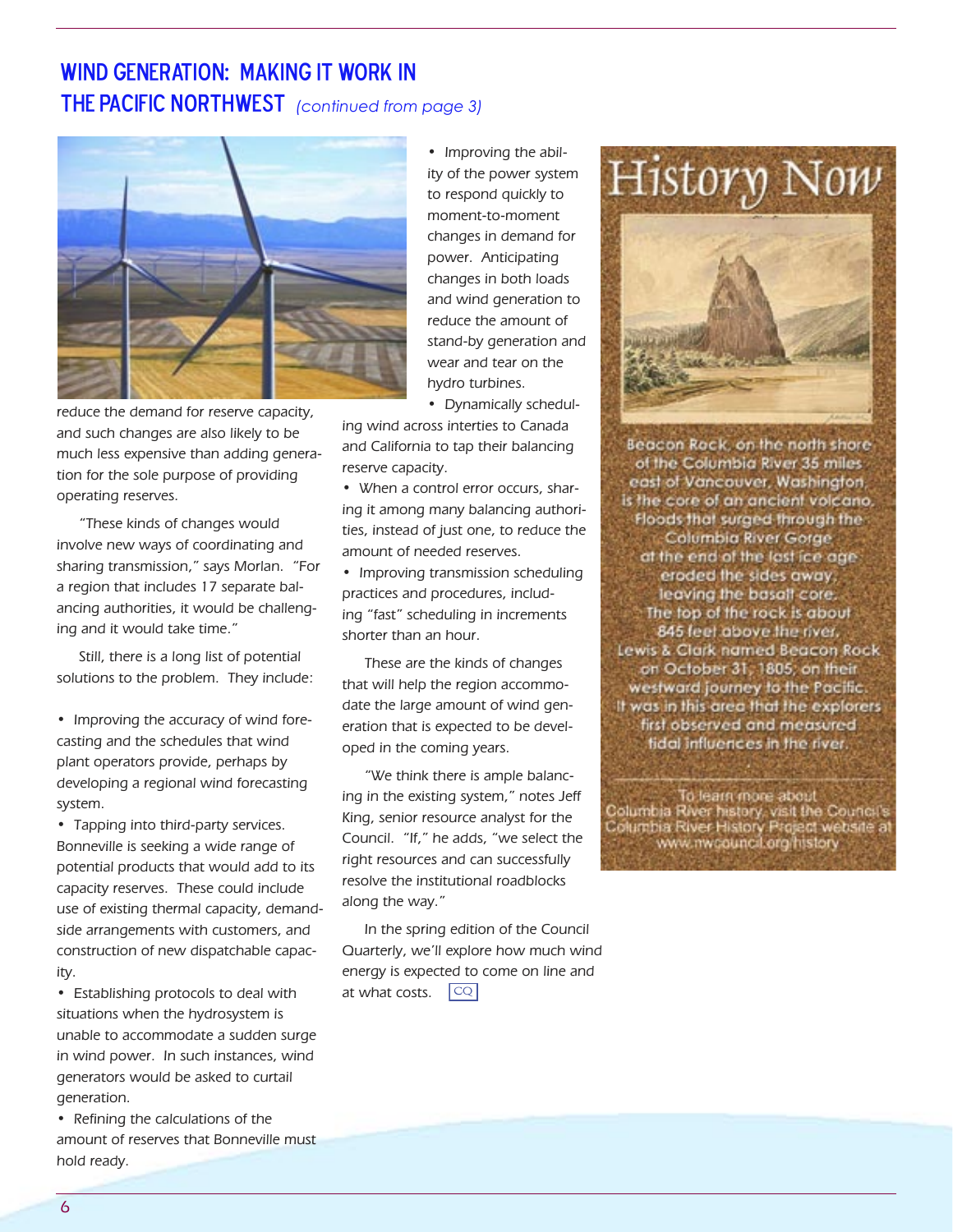## WIND GENERATION: MAKING IT WORK IN THE PACIFIC NORTHWEST *(continued from page 3)*

reduce the demand for reserve capacity, and such changes are also likely to be much less expensive than adding generation for the sole purpose of providing operating reserves.

"These kinds of changes would involve new ways of coordinating and sharing transmission," says Morlan. "For a region that includes 17 separate balancing authorities, it would be challenging and it would take time."

Still, there is a long list of potential solutions to the problem. They include:

- Improving the accuracy of wind forecasting and the schedules that wind plant operators provide, perhaps by developing a regional wind forecasting system.
- Tapping into third-party services. Bonneville is seeking a wide range of potential products that would add to its capacity reserves. These could include use of existing thermal capacity, demand-side arrangements with customers, and construction of new dispatchable capacity.
- Establishing protocols to deal with situations when the hydrosystem is unable to accommodate a sudden surge in wind power. In such instances, wind generators would be asked to curtail generation.
- Refining the calculations of the amount of reserves that Bonneville must hold ready.
- Improving the ability of the power system to respond quickly to moment-to-moment changes in demand for power. Anticipating changes in both loads and wind generation to reduce the amount of stand-by generation and wear and tear on the hydro turbines.
- Dynamically scheduling wind across interties to Canada and California to tap their balancing reserve capacity.
- When a control error occurs, sharing it among many balancing authorities, instead of just one, to reduce the amount of needed reserves.
- Improving transmission scheduling practices and procedures, including "fast" scheduling in increments shorter than an hour.

These are the kinds of changes that will help the region accommodate the large amount of wind generation that is expected to be developed in the coming years.

"We think there is ample balancing in the existing system," notes Jeff King, senior resource analyst for the Council. "If," he adds, "we select the right resources and can successfully resolve the institutional roadblocks along the way."

In the spring edition of the Council Quarterly, we'll explore how much wind energy is expected to come on line and at what costs. CQ

## History Now

Beacon Rock, on the north shore of the Columbia River 35 miles east of Vancouver, Washington, is the core of an ancient volcano. Floods that surged through the Columbia River Gorge at the end of the last ice age eroded the sides away, leaving the basalt core. The top of the rock is about 845 feet above the river. Lewis & Clark named Beacon Rock on October 31, 1805, on their westward journey to the Pacific. It was in this area that the explorers first observed and measured tidal influences in the river.

To learn more about Columbia River history, visit the Council's Columbia River History Project website at www.nwcouncil.org/history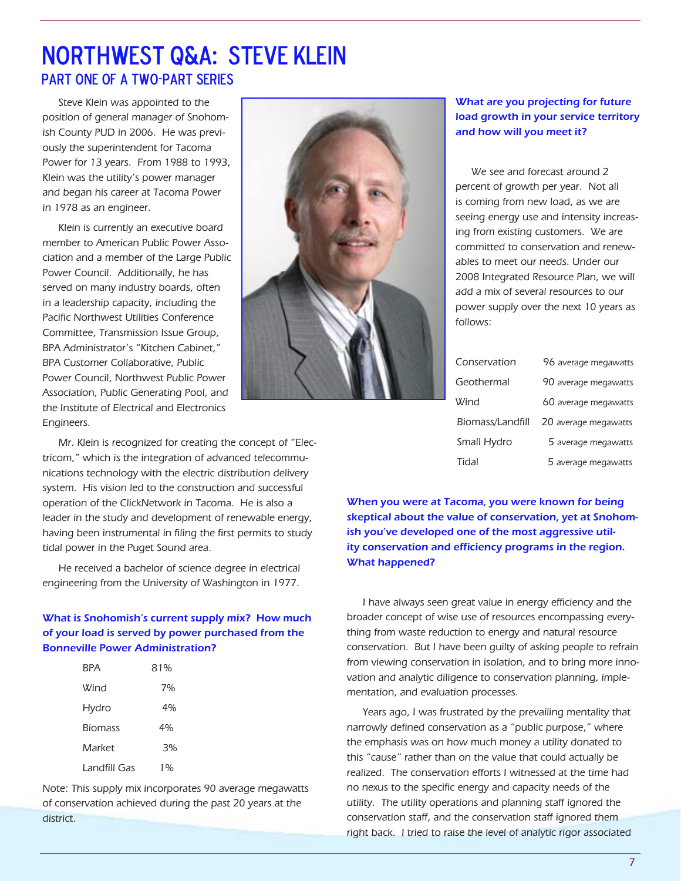# NORTHWEST Q&A: STEVE KLEIN

## PART ONE OF A TWO-PART SERIES

Steve Klein was appointed to the position of general manager of Snohomish County PUD in 2006. He was previously the superintendent for Tacoma Power for 13 years. From 1988 to 1993, Klein was the utility's power manager and began his career at Tacoma Power in 1978 as an engineer.

Klein is currently an executive board member to American Public Power Association and a member of the Large Public Power Council. Additionally, he has served on many industry boards, often in a leadership capacity, including the Pacific Northwest Utilities Conference Committee, Transmission Issue Group, BPA Administrator's "Kitchen Cabinet," BPA Customer Collaborative, Public Power Council, Northwest Public Power Association, Public Generating Pool, and the Institute of Electrical and Electronics Engineers.

Mr. Klein is recognized for creating the concept of "Electricom," which is the integration of advanced telecommunications technology with the electric distribution delivery system. His vision led to the construction and successful operation of the ClickNetwork in Tacoma. He is also a leader in the study and development of renewable energy, having been instrumental in filing the first permits to study tidal power in the Puget Sound area.

He received a bachelor of science degree in electrical engineering from the University of Washington in 1977.

**What is Snohomish's current supply mix? How much of your load is served by power purchased from the Bonneville Power Administration?**

| Source | Share |
|---|---|
| BPA | 81% |
| Wind | 7% |
| Hydro | 4% |
| Biomass | 4% |
| Market | 3% |
| Landfill Gas | 1% |

Note: This supply mix incorporates 90 average megawatts of conservation achieved during the past 20 years at the district.

**What are you projecting for future load growth in your service territory and how will you meet it?**

We see and forecast around 2 percent of growth per year. Not all is coming from new load, as we are seeing energy use and intensity increasing from existing customers. We are committed to conservation and renewables to meet our needs. Under our 2008 Integrated Resource Plan, we will add a mix of several resources to our power supply over the next 10 years as follows:

| Resource | Amount |
|---|---|
| Conservation | 96 average megawatts |
| Geothermal | 90 average megawatts |
| Wind | 60 average megawatts |
| Biomass/Landfill | 20 average megawatts |
| Small Hydro | 5 average megawatts |
| Tidal | 5 average megawatts |

**When you were at Tacoma, you were known for being skeptical about the value of conservation, yet at Snohomish you've developed one of the most aggressive utility conservation and efficiency programs in the region. What happened?**

I have always seen great value in energy efficiency and the broader concept of wise use of resources encompassing everything from waste reduction to energy and natural resource conservation. But I have been guilty of asking people to refrain from viewing conservation in isolation, and to bring more innovation and analytic diligence to conservation planning, implementation, and evaluation processes.

Years ago, I was frustrated by the prevailing mentality that narrowly defined conservation as a "public purpose," where the emphasis was on how much money a utility donated to this "cause" rather than on the value that could actually be realized. The conservation efforts I witnessed at the time had no nexus to the specific energy and capacity needs of the utility. The utility operations and planning staff ignored the conservation staff, and the conservation staff ignored them right back. I tried to raise the level of analytic rigor associated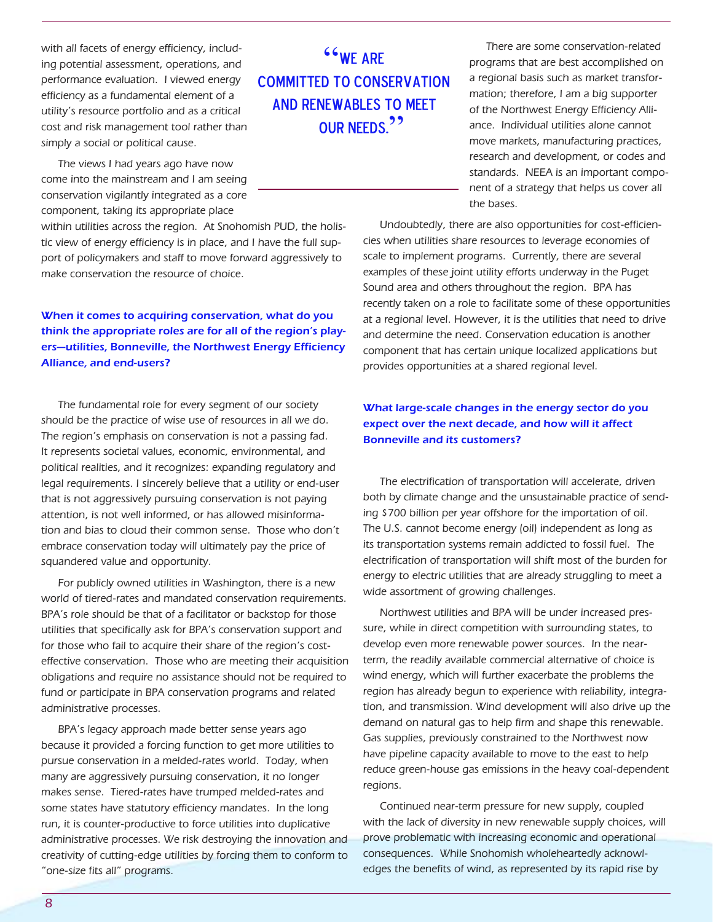with all facets of energy efficiency, including potential assessment, operations, and performance evaluation. I viewed energy efficiency as a fundamental element of a utility's resource portfolio and as a critical cost and risk management tool rather than simply a social or political cause.

The views I had years ago have now come into the mainstream and I am seeing conservation vigilantly integrated as a core component, taking its appropriate place within utilities across the region. At Snohomish PUD, the holistic view of energy efficiency is in place, and I have the full support of policymakers and staff to move forward aggressively to make conservation the resource of choice.

> "We are committed to conservation and renewables to meet our needs."

**When it comes to acquiring conservation, what do you think the appropriate roles are for all of the region's players—utilities, Bonneville, the Northwest Energy Efficiency Alliance, and end-users?**

The fundamental role for every segment of our society should be the practice of wise use of resources in all we do. The region's emphasis on conservation is not a passing fad. It represents societal values, economic, environmental, and political realities, and it recognizes: expanding regulatory and legal requirements. I sincerely believe that a utility or end-user that is not aggressively pursuing conservation is not paying attention, is not well informed, or has allowed misinformation and bias to cloud their common sense. Those who don't embrace conservation today will ultimately pay the price of squandered value and opportunity.

For publicly owned utilities in Washington, there is a new world of tiered-rates and mandated conservation requirements. BPA's role should be that of a facilitator or backstop for those utilities that specifically ask for BPA's conservation support and for those who fail to acquire their share of the region's cost-effective conservation. Those who are meeting their acquisition obligations and require no assistance should not be required to fund or participate in BPA conservation programs and related administrative processes.

BPA's legacy approach made better sense years ago because it provided a forcing function to get more utilities to pursue conservation in a melded-rates world. Today, when many are aggressively pursuing conservation, it no longer makes sense. Tiered-rates have trumped melded-rates and some states have statutory efficiency mandates. In the long run, it is counter-productive to force utilities into duplicative administrative processes. We risk destroying the innovation and creativity of cutting-edge utilities by forcing them to conform to "one-size fits all" programs.

There are some conservation-related programs that are best accomplished on a regional basis such as market transformation; therefore, I am a big supporter of the Northwest Energy Efficiency Alliance. Individual utilities alone cannot move markets, manufacturing practices, research and development, or codes and standards. NEEA is an important component of a strategy that helps us cover all the bases.

Undoubtedly, there are also opportunities for cost-efficiencies when utilities share resources to leverage economies of scale to implement programs. Currently, there are several examples of these joint utility efforts underway in the Puget Sound area and others throughout the region. BPA has recently taken on a role to facilitate some of these opportunities at a regional level. However, it is the utilities that need to drive and determine the need. Conservation education is another component that has certain unique localized applications but provides opportunities at a shared regional level.

**What large-scale changes in the energy sector do you expect over the next decade, and how will it affect Bonneville and its customers?**

The electrification of transportation will accelerate, driven both by climate change and the unsustainable practice of sending $700 billion per year offshore for the importation of oil. The U.S. cannot become energy (oil) independent as long as its transportation systems remain addicted to fossil fuel. The electrification of transportation will shift most of the burden for energy to electric utilities that are already struggling to meet a wide assortment of growing challenges.

Northwest utilities and BPA will be under increased pressure, while in direct competition with surrounding states, to develop even more renewable power sources. In the near-term, the readily available commercial alternative of choice is wind energy, which will further exacerbate the problems the region has already begun to experience with reliability, integration, and transmission. Wind development will also drive up the demand on natural gas to help firm and shape this renewable. Gas supplies, previously constrained to the Northwest now have pipeline capacity available to move to the east to help reduce green-house gas emissions in the heavy coal-dependent regions.

Continued near-term pressure for new supply, coupled with the lack of diversity in new renewable supply choices, will prove problematic with increasing economic and operational consequences. While Snohomish wholeheartedly acknowledges the benefits of wind, as represented by its rapid rise by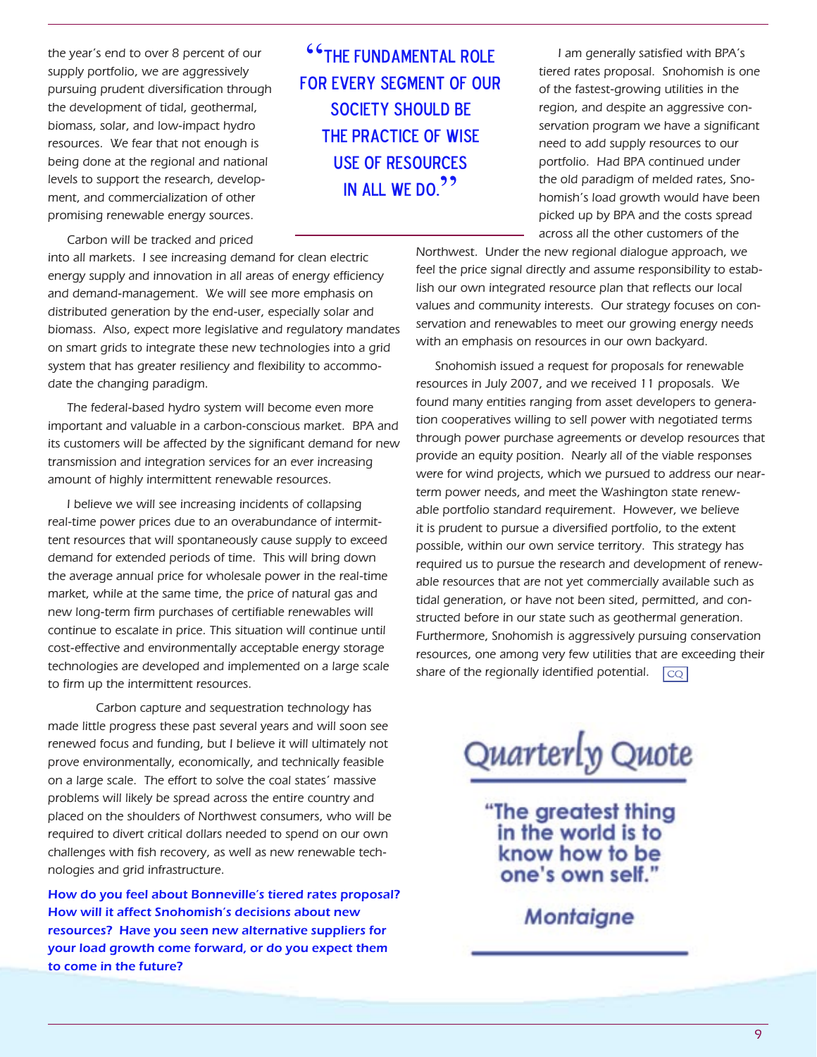the year's end to over 8 percent of our supply portfolio, we are aggressively pursuing prudent diversification through the development of tidal, geothermal, biomass, solar, and low-impact hydro resources. We fear that not enough is being done at the regional and national levels to support the research, development, and commercialization of other promising renewable energy sources.

> **"THE FUNDAMENTAL ROLE FOR EVERY SEGMENT OF OUR SOCIETY SHOULD BE THE PRACTICE OF WISE USE OF RESOURCES IN ALL WE DO."**

Carbon will be tracked and priced into all markets. I see increasing demand for clean electric energy supply and innovation in all areas of energy efficiency and demand-management. We will see more emphasis on distributed generation by the end-user, especially solar and biomass. Also, expect more legislative and regulatory mandates on smart grids to integrate these new technologies into a grid system that has greater resiliency and flexibility to accommodate the changing paradigm.

The federal-based hydro system will become even more important and valuable in a carbon-conscious market. BPA and its customers will be affected by the significant demand for new transmission and integration services for an ever increasing amount of highly intermittent renewable resources.

I believe we will see increasing incidents of collapsing real-time power prices due to an overabundance of intermittent resources that will spontaneously cause supply to exceed demand for extended periods of time. This will bring down the average annual price for wholesale power in the real-time market, while at the same time, the price of natural gas and new long-term firm purchases of certifiable renewables will continue to escalate in price. This situation will continue until cost-effective and environmentally acceptable energy storage technologies are developed and implemented on a large scale to firm up the intermittent resources.

Carbon capture and sequestration technology has made little progress these past several years and will soon see renewed focus and funding, but I believe it will ultimately not prove environmentally, economically, and technically feasible on a large scale. The effort to solve the coal states' massive problems will likely be spread across the entire country and placed on the shoulders of Northwest consumers, who will be required to divert critical dollars needed to spend on our own challenges with fish recovery, as well as new renewable technologies and grid infrastructure.

**How do you feel about Bonneville's tiered rates proposal? How will it affect Snohomish's decisions about new resources? Have you seen new alternative suppliers for your load growth come forward, or do you expect them to come in the future?**

I am generally satisfied with BPA's tiered rates proposal. Snohomish is one of the fastest-growing utilities in the region, and despite an aggressive conservation program we have a significant need to add supply resources to our portfolio. Had BPA continued under the old paradigm of melded rates, Snohomish's load growth would have been picked up by BPA and the costs spread across all the other customers of the Northwest. Under the new regional dialogue approach, we feel the price signal directly and assume responsibility to establish our own integrated resource plan that reflects our local values and community interests. Our strategy focuses on conservation and renewables to meet our growing energy needs with an emphasis on resources in our own backyard.

Snohomish issued a request for proposals for renewable resources in July 2007, and we received 11 proposals. We found many entities ranging from asset developers to generation cooperatives willing to sell power with negotiated terms through power purchase agreements or develop resources that provide an equity position. Nearly all of the viable responses were for wind projects, which we pursued to address our near-term power needs, and meet the Washington state renewable portfolio standard requirement. However, we believe it is prudent to pursue a diversified portfolio, to the extent possible, within our own service territory. This strategy has required us to pursue the research and development of renewable resources that are not yet commercially available such as tidal generation, or have not been sited, permitted, and constructed before in our state such as geothermal generation. Furthermore, Snohomish is aggressively pursuing conservation resources, one among very few utilities that are exceeding their share of the regionally identified potential. CQ

## Quarterly Quote

**"The greatest thing in the world is to know how to be one's own self."**

***Montaigne***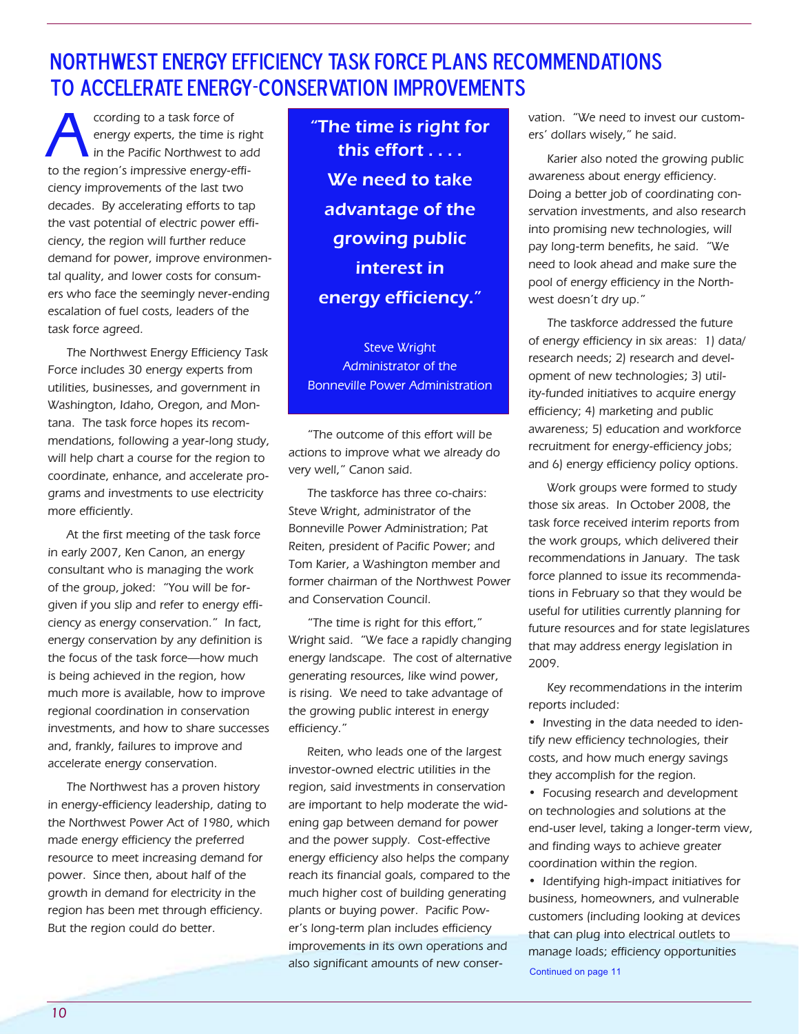# NORTHWEST ENERGY EFFICIENCY TASK FORCE PLANS RECOMMENDATIONS TO ACCELERATE ENERGY-CONSERVATION IMPROVEMENTS

According to a task force of energy experts, the time is right in the Pacific Northwest to add to the region's impressive energy-efficiency improvements of the last two decades. By accelerating efforts to tap the vast potential of electric power efficiency, the region will further reduce demand for power, improve environmental quality, and lower costs for consumers who face the seemingly never-ending escalation of fuel costs, leaders of the task force agreed.

The Northwest Energy Efficiency Task Force includes 30 energy experts from utilities, businesses, and government in Washington, Idaho, Oregon, and Montana. The task force hopes its recommendations, following a year-long study, will help chart a course for the region to coordinate, enhance, and accelerate programs and investments to use electricity more efficiently.

At the first meeting of the task force in early 2007, Ken Canon, an energy consultant who is managing the work of the group, joked: "You will be forgiven if you slip and refer to energy efficiency as energy conservation." In fact, energy conservation by any definition is the focus of the task force—how much is being achieved in the region, how much more is available, how to improve regional coordination in conservation investments, and how to share successes and, frankly, failures to improve and accelerate energy conservation.

The Northwest has a proven history in energy-efficiency leadership, dating to the Northwest Power Act of 1980, which made energy efficiency the preferred resource to meet increasing demand for power. Since then, about half of the growth in demand for electricity in the region has been met through efficiency. But the region could do better.

> **"The time is right for this effort . . . . We need to take advantage of the growing public interest in energy efficiency."**
>
> Steve Wright
> Administrator of the
> Bonneville Power Administration

"The outcome of this effort will be actions to improve what we already do very well," Canon said.

The taskforce has three co-chairs: Steve Wright, administrator of the Bonneville Power Administration; Pat Reiten, president of Pacific Power; and Tom Karier, a Washington member and former chairman of the Northwest Power and Conservation Council.

"The time is right for this effort," Wright said. "We face a rapidly changing energy landscape. The cost of alternative generating resources, like wind power, is rising. We need to take advantage of the growing public interest in energy efficiency."

Reiten, who leads one of the largest investor-owned electric utilities in the region, said investments in conservation are important to help moderate the widening gap between demand for power and the power supply. Cost-effective energy efficiency also helps the company reach its financial goals, compared to the much higher cost of building generating plants or buying power. Pacific Power's long-term plan includes efficiency improvements in its own operations and also significant amounts of new conservation. "We need to invest our customers' dollars wisely," he said.

Karier also noted the growing public awareness about energy efficiency. Doing a better job of coordinating conservation investments, and also research into promising new technologies, will pay long-term benefits, he said. "We need to look ahead and make sure the pool of energy efficiency in the Northwest doesn't dry up."

The taskforce addressed the future of energy efficiency in six areas: 1) data/research needs; 2) research and development of new technologies; 3) utility-funded initiatives to acquire energy efficiency; 4) marketing and public awareness; 5) education and workforce recruitment for energy-efficiency jobs; and 6) energy efficiency policy options.

Work groups were formed to study those six areas. In October 2008, the task force received interim reports from the work groups, which delivered their recommendations in January. The task force planned to issue its recommendations in February so that they would be useful for utilities currently planning for future resources and for state legislatures that may address energy legislation in 2009.

Key recommendations in the interim reports included:

- Investing in the data needed to identify new efficiency technologies, their costs, and how much energy savings they accomplish for the region.
- Focusing research and development on technologies and solutions at the end-user level, taking a longer-term view, and finding ways to achieve greater coordination within the region.
- Identifying high-impact initiatives for business, homeowners, and vulnerable customers (including looking at devices that can plug into electrical outlets to manage loads; efficiency opportunities

Continued on page 11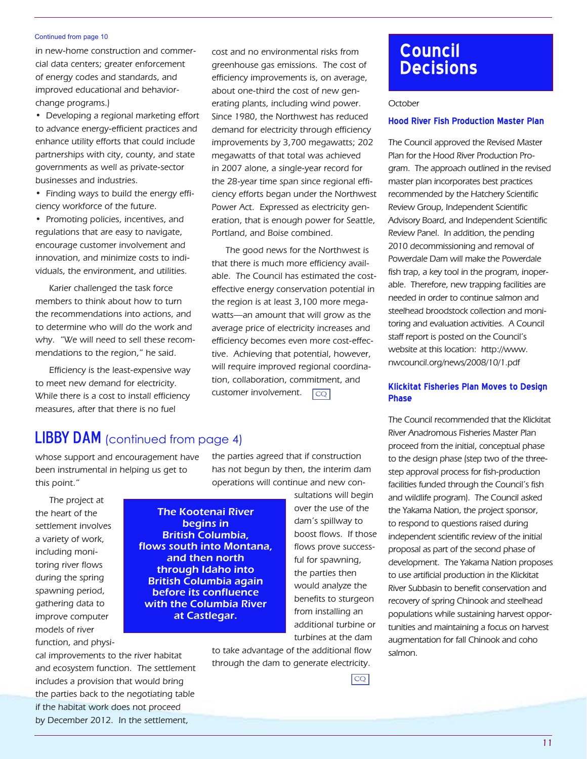Continued from page 10

in new-home construction and commercial data centers; greater enforcement of energy codes and standards, and improved educational and behavior-change programs.)

- Developing a regional marketing effort to advance energy-efficient practices and enhance utility efforts that could include partnerships with city, county, and state governments as well as private-sector businesses and industries.
- Finding ways to build the energy efficiency workforce of the future.
- Promoting policies, incentives, and regulations that are easy to navigate, encourage customer involvement and innovation, and minimize costs to individuals, the environment, and utilities.

Karier challenged the task force members to think about how to turn the recommendations into actions, and to determine who will do the work and why. "We will need to sell these recommendations to the region," he said.

Efficiency is the least-expensive way to meet new demand for electricity. While there is a cost to install efficiency measures, after that there is no fuel cost and no environmental risks from greenhouse gas emissions. The cost of efficiency improvements is, on average, about one-third the cost of new generating plants, including wind power. Since 1980, the Northwest has reduced demand for electricity through efficiency improvements by 3,700 megawatts; 202 megawatts of that total was achieved in 2007 alone, a single-year record for the 28-year time span since regional efficiency efforts began under the Northwest Power Act. Expressed as electricity generation, that is enough power for Seattle, Portland, and Boise combined.

The good news for the Northwest is that there is much more efficiency available. The Council has estimated the cost-effective energy conservation potential in the region is at least 3,100 more megawatts—an amount that will grow as the average price of electricity increases and efficiency becomes even more cost-effective. Achieving that potential, however, will require improved regional coordination, collaboration, commitment, and customer involvement. CQ

## LIBBY DAM (continued from page 4)

whose support and encouragement have been instrumental in helping us get to this point."

The project at the heart of the settlement involves a variety of work, including monitoring river flows during the spring spawning period, gathering data to improve computer models of river function, and physical improvements to the river habitat and ecosystem function. The settlement includes a provision that would bring the parties back to the negotiating table if the habitat work does not proceed by December 2012. In the settlement, the parties agreed that if construction has not begun by then, the interim dam operations will continue and new consultations will begin over the use of the dam's spillway to boost flows. If those flows prove successful for spawning, the parties then would analyze the benefits to sturgeon from installing an additional turbine or turbines at the dam to take advantage of the additional flow through the dam to generate electricity.

**The Kootenai River begins in British Columbia, flows south into Montana, and then north through Idaho into British Columbia again before its confluence with the Columbia River at Castlegar.**

CQ

# Council Decisions

October

### Hood River Fish Production Master Plan

The Council approved the Revised Master Plan for the Hood River Production Program. The approach outlined in the revised master plan incorporates best practices recommended by the Hatchery Scientific Review Group, Independent Scientific Advisory Board, and Independent Scientific Review Panel. In addition, the pending 2010 decommissioning and removal of Powerdale Dam will make the Powerdale fish trap, a key tool in the program, inoperable. Therefore, new trapping facilities are needed in order to continue salmon and steelhead broodstock collection and monitoring and evaluation activities. A Council staff report is posted on the Council's website at this location: http://www.nwcouncil.org/news/2008/10/1.pdf

### Klickitat Fisheries Plan Moves to Design Phase

The Council recommended that the Klickitat River Anadromous Fisheries Master Plan proceed from the initial, conceptual phase to the design phase (step two of the three-step approval process for fish-production facilities funded through the Council's fish and wildlife program). The Council asked the Yakama Nation, the project sponsor, to respond to questions raised during independent scientific review of the initial proposal as part of the second phase of development. The Yakama Nation proposes to use artificial production in the Klickitat River Subbasin to benefit conservation and recovery of spring Chinook and steelhead populations while sustaining harvest opportunities and maintaining a focus on harvest augmentation for fall Chinook and coho salmon.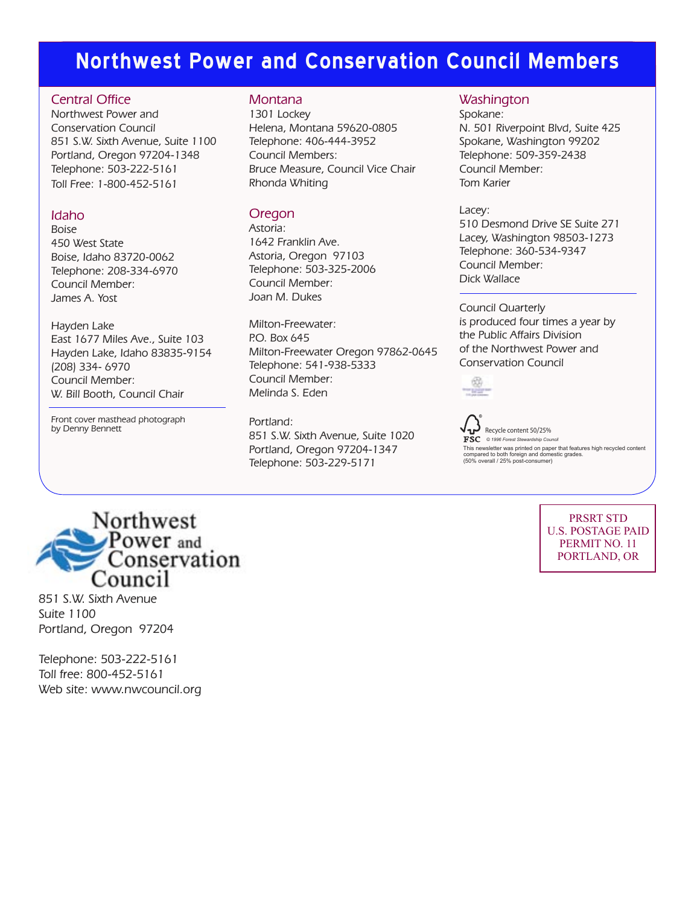# Northwest Power and Conservation Council Members

## Central Office

Northwest Power and Conservation Council
851 S.W. Sixth Avenue, Suite 1100
Portland, Oregon 97204-1348
Telephone: 503-222-5161
Toll Free: 1-800-452-5161

## Idaho

Boise
450 West State
Boise, Idaho 83720-0062
Telephone: 208-334-6970
Council Member:
James A. Yost

Hayden Lake
East 1677 Miles Ave., Suite 103
Hayden Lake, Idaho 83835-9154
(208) 334- 6970
Council Member:
W. Bill Booth, Council Chair

Front cover masthead photograph by Denny Bennett

## Montana

1301 Lockey
Helena, Montana 59620-0805
Telephone: 406-444-3952
Council Members:
Bruce Measure, Council Vice Chair
Rhonda Whiting

## Oregon

Astoria:
1642 Franklin Ave.
Astoria, Oregon 97103
Telephone: 503-325-2006
Council Member:
Joan M. Dukes

Milton-Freewater:
P.O. Box 645
Milton-Freewater Oregon 97862-0645
Telephone: 541-938-5333
Council Member:
Melinda S. Eden

Portland:
851 S.W. Sixth Avenue, Suite 1020
Portland, Oregon 97204-1347
Telephone: 503-229-5171

## Washington

Spokane:
N. 501 Riverpoint Blvd, Suite 425
Spokane, Washington 99202
Telephone: 509-359-2438
Council Member:
Tom Karier

Lacey:
510 Desmond Drive SE Suite 271
Lacey, Washington 98503-1273
Telephone: 360-534-9347
Council Member:
Dick Wallace

Council Quarterly is produced four times a year by the Public Affairs Division of the Northwest Power and Conservation Council

Recycle content 50/25%
FSC © 1996 Forest Stewardship Council
This newsletter was printed on paper that features high recycled content compared to both foreign and domestic grades. (50% overall / 25% post-consumer)

Northwest Power and Conservation Council

851 S.W. Sixth Avenue
Suite 1100
Portland, Oregon 97204

Telephone: 503-222-5161
Toll free: 800-452-5161
Web site: www.nwcouncil.org

PRSRT STD
U.S. POSTAGE PAID
PERMIT NO. 11
PORTLAND, OR